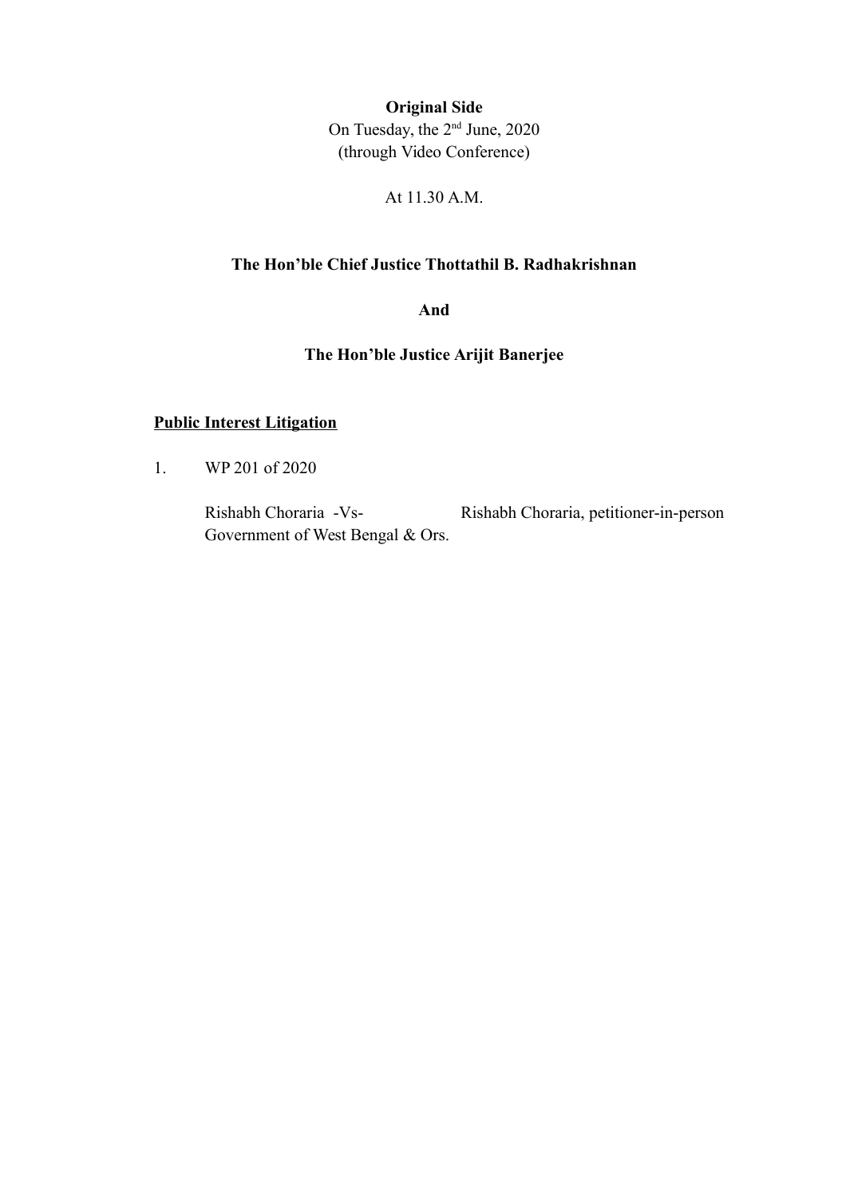**Original Side**

On Tuesday, the 2nd June, 2020

(through Video Conference)

At 11.30 A.M.

**The Hon'ble Chief Justice Thottathil B. Radhakrishnan**

**And**

**The Hon'ble Justice Arijit Banerjee**

**Public Interest Litigation**

1. WP 201 of 2020

   Rishabh Choraria -Vs- Government of West Bengal & Ors.  Rishabh Choraria, petitioner-in-person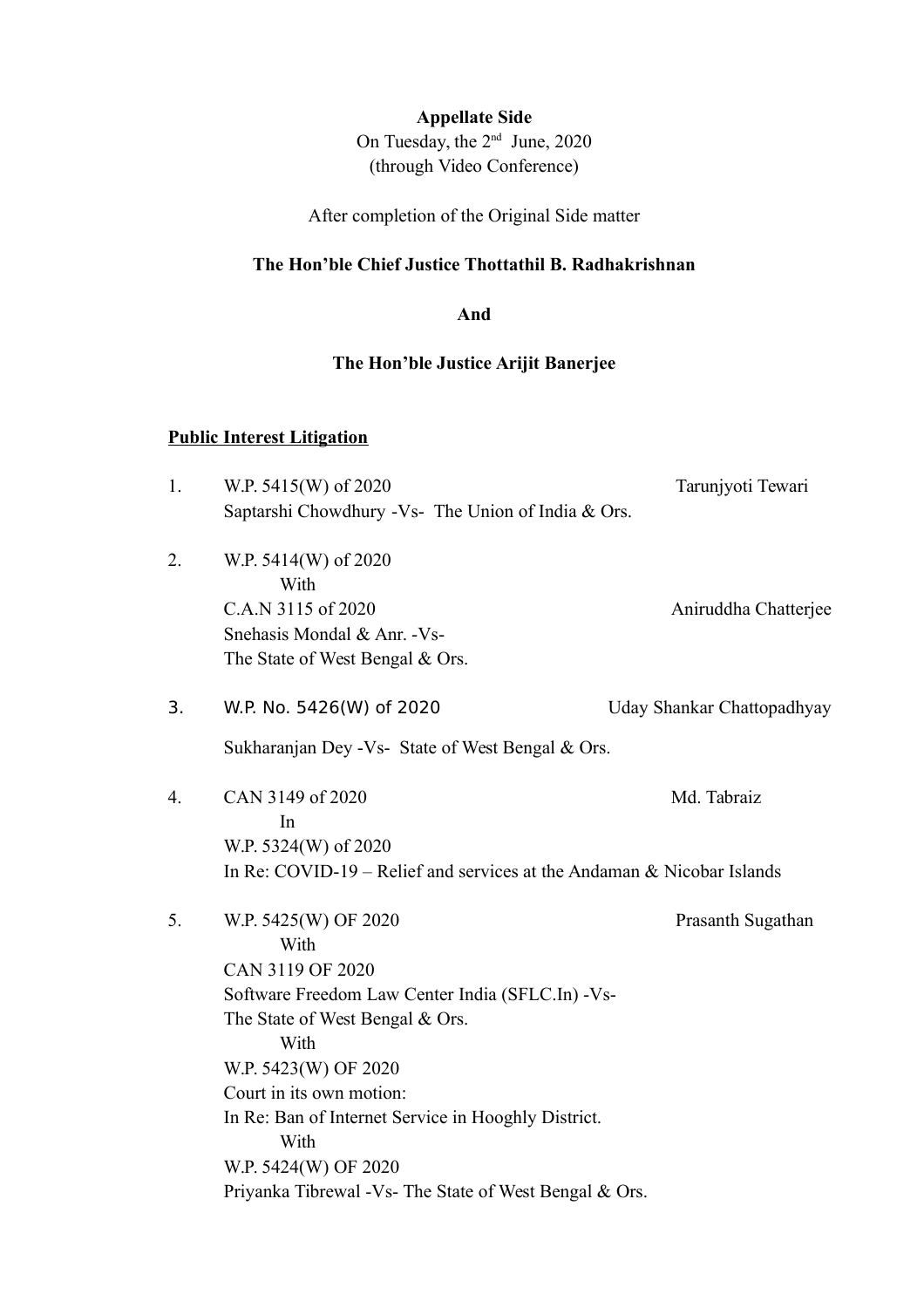**Appellate Side**

On Tuesday, the 2nd June, 2020

(through Video Conference)

After completion of the Original Side matter

**The Hon'ble Chief Justice Thottathil B. Radhakrishnan**

**And**

**The Hon'ble Justice Arijit Banerjee**

**Public Interest Litigation**

1. W.P. 5415(W) of 2020 — Tarunjyoti Tewari
   Saptarshi Chowdhury -Vs- The Union of India & Ors.

2. W.P. 5414(W) of 2020
   With
   C.A.N 3115 of 2020 — Aniruddha Chatterjee
   Snehasis Mondal & Anr. -Vs-
   The State of West Bengal & Ors.

3. W.P. No. 5426(W) of 2020 — Uday Shankar Chattopadhyay
   Sukharanjan Dey -Vs- State of West Bengal & Ors.

4. CAN 3149 of 2020 — Md. Tabraiz
   In
   W.P. 5324(W) of 2020
   In Re: COVID-19 – Relief and services at the Andaman & Nicobar Islands

5. W.P. 5425(W) OF 2020 — Prasanth Sugathan
   With
   CAN 3119 OF 2020
   Software Freedom Law Center India (SFLC.In) -Vs-
   The State of West Bengal & Ors.
   With
   W.P. 5423(W) OF 2020
   Court in its own motion:
   In Re: Ban of Internet Service in Hooghly District.
   With
   W.P. 5424(W) OF 2020
   Priyanka Tibrewal -Vs- The State of West Bengal & Ors.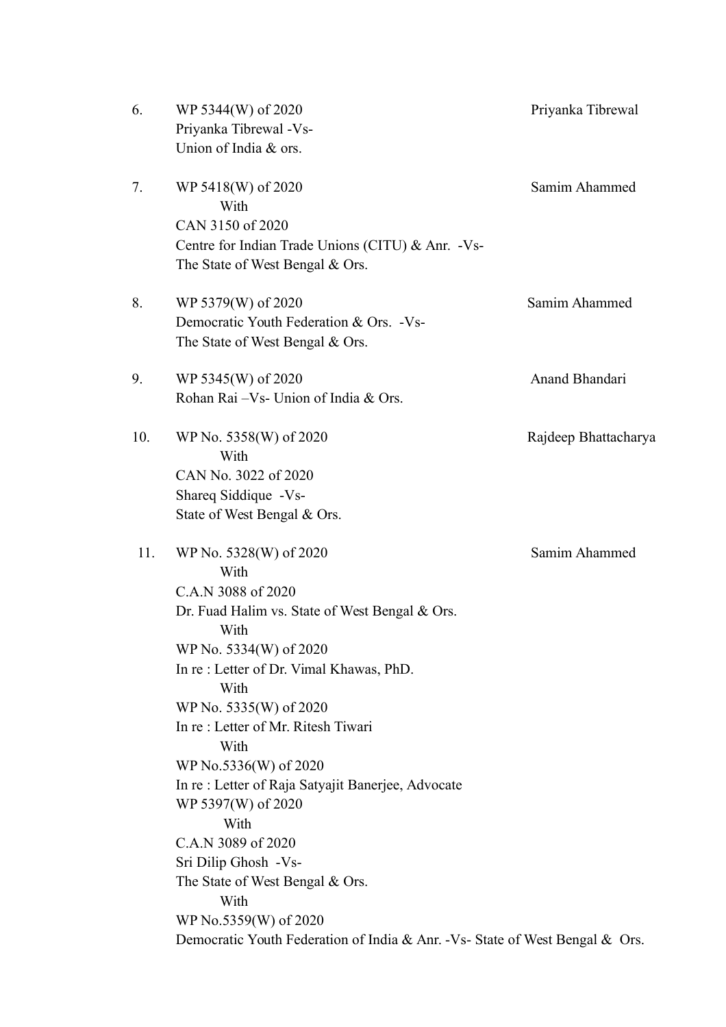6. WP 5344(W) of 2020 — Priyanka Tibrewal
   Priyanka Tibrewal -Vs-
   Union of India & ors.

7. WP 5418(W) of 2020 — Samim Ahammed
   With
   CAN 3150 of 2020
   Centre for Indian Trade Unions (CITU) & Anr. -Vs-
   The State of West Bengal & Ors.

8. WP 5379(W) of 2020 — Samim Ahammed
   Democratic Youth Federation & Ors. -Vs-
   The State of West Bengal & Ors.

9. WP 5345(W) of 2020 — Anand Bhandari
   Rohan Rai –Vs- Union of India & Ors.

10. WP No. 5358(W) of 2020 — Rajdeep Bhattacharya
    With
    CAN No. 3022 of 2020
    Shareq Siddique -Vs-
    State of West Bengal & Ors.

11. WP No. 5328(W) of 2020 — Samim Ahammed
    With
    C.A.N 3088 of 2020
    Dr. Fuad Halim vs. State of West Bengal & Ors.
    With
    WP No. 5334(W) of 2020
    In re : Letter of Dr. Vimal Khawas, PhD.
    With
    WP No. 5335(W) of 2020
    In re : Letter of Mr. Ritesh Tiwari
    With
    WP No.5336(W) of 2020
    In re : Letter of Raja Satyajit Banerjee, Advocate
    WP 5397(W) of 2020
    With
    C.A.N 3089 of 2020
    Sri Dilip Ghosh -Vs-
    The State of West Bengal & Ors.
    With
    WP No.5359(W) of 2020
    Democratic Youth Federation of India & Anr. -Vs- State of West Bengal & Ors.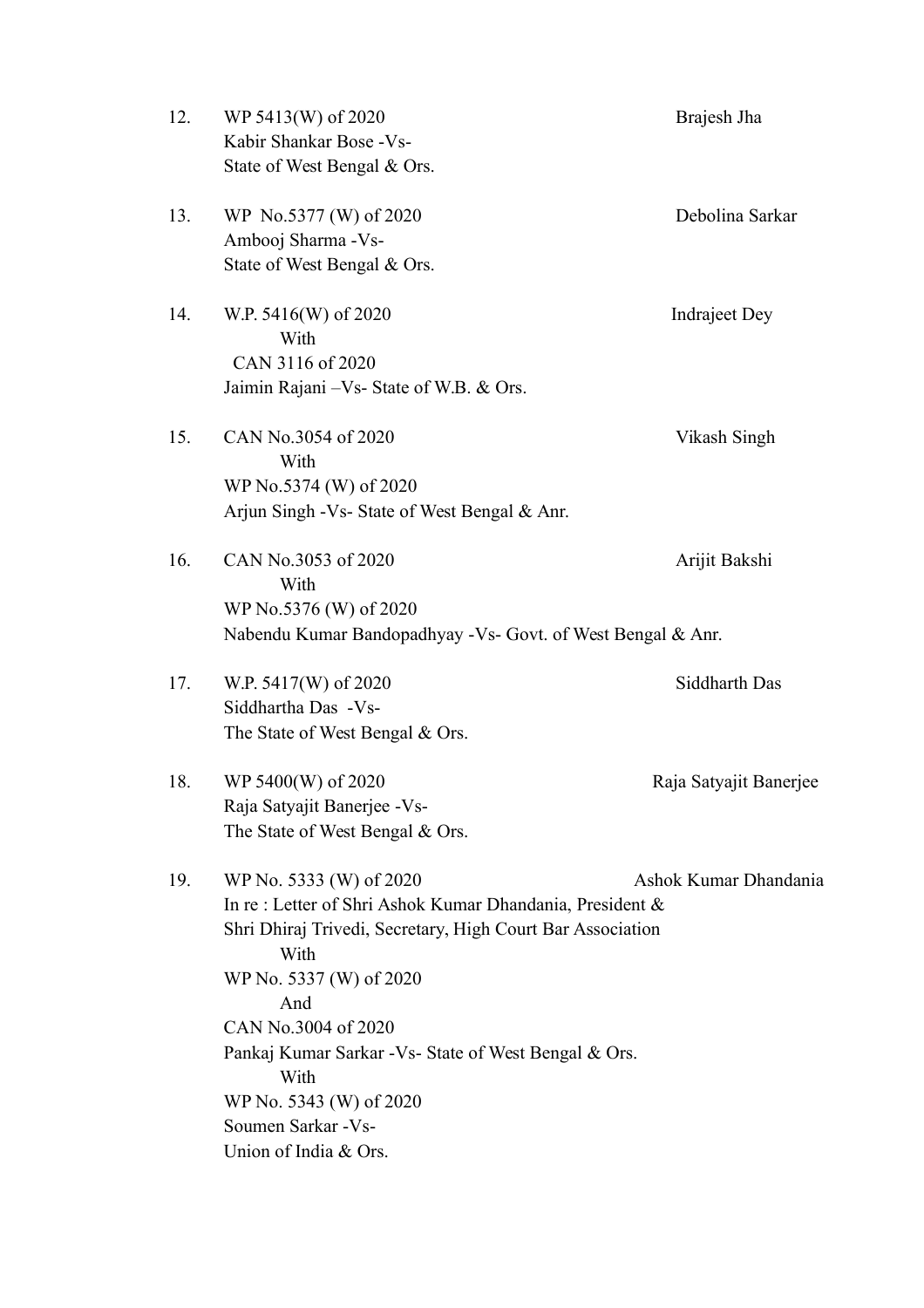12. WP 5413(W) of 2020 Brajesh Jha
    Kabir Shankar Bose -Vs-
    State of West Bengal & Ors.

13. WP No.5377 (W) of 2020 Debolina Sarkar
    Ambooj Sharma -Vs-
    State of West Bengal & Ors.

14. W.P. 5416(W) of 2020 Indrajeet Dey
    With
    CAN 3116 of 2020
    Jaimin Rajani –Vs- State of W.B. & Ors.

15. CAN No.3054 of 2020 Vikash Singh
    With
    WP No.5374 (W) of 2020
    Arjun Singh -Vs- State of West Bengal & Anr.

16. CAN No.3053 of 2020 Arijit Bakshi
    With
    WP No.5376 (W) of 2020
    Nabendu Kumar Bandopadhyay -Vs- Govt. of West Bengal & Anr.

17. W.P. 5417(W) of 2020 Siddharth Das
    Siddhartha Das -Vs-
    The State of West Bengal & Ors.

18. WP 5400(W) of 2020 Raja Satyajit Banerjee
    Raja Satyajit Banerjee -Vs-
    The State of West Bengal & Ors.

19. WP No. 5333 (W) of 2020 Ashok Kumar Dhandania
    In re : Letter of Shri Ashok Kumar Dhandania, President &
    Shri Dhiraj Trivedi, Secretary, High Court Bar Association
    With
    WP No. 5337 (W) of 2020
    And
    CAN No.3004 of 2020
    Pankaj Kumar Sarkar -Vs- State of West Bengal & Ors.
    With
    WP No. 5343 (W) of 2020
    Soumen Sarkar -Vs-
    Union of India & Ors.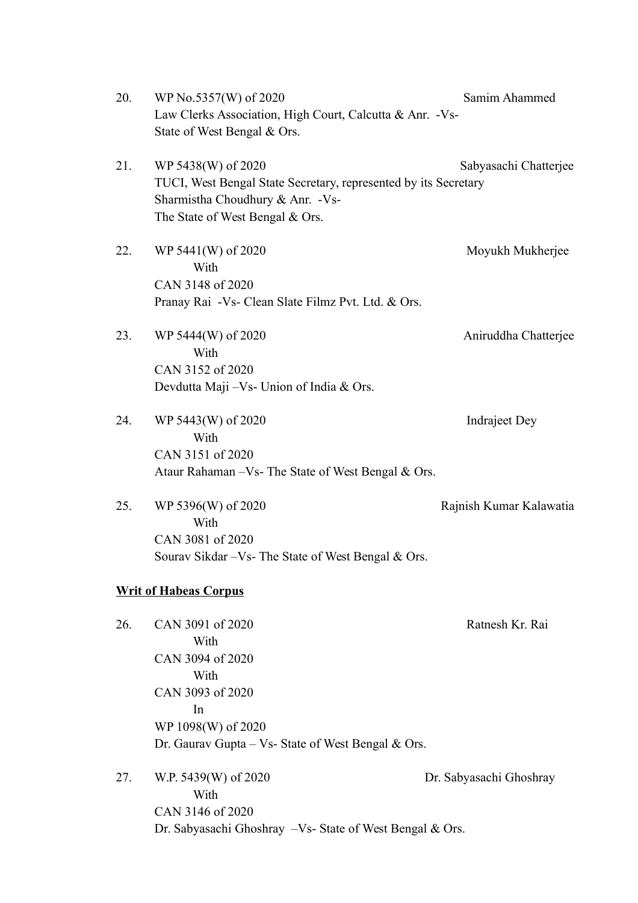20. WP No.5357(W) of 2020 — Samim Ahammed
    Law Clerks Association, High Court, Calcutta & Anr. -Vs- State of West Bengal & Ors.

21. WP 5438(W) of 2020 — Sabyasachi Chatterjee
    TUCI, West Bengal State Secretary, represented by its Secretary Sharmistha Choudhury & Anr. -Vs- The State of West Bengal & Ors.

22. WP 5441(W) of 2020 — Moyukh Mukherjee
    With
    CAN 3148 of 2020
    Pranay Rai -Vs- Clean Slate Filmz Pvt. Ltd. & Ors.

23. WP 5444(W) of 2020 — Aniruddha Chatterjee
    With
    CAN 3152 of 2020
    Devdutta Maji –Vs- Union of India & Ors.

24. WP 5443(W) of 2020 — Indrajeet Dey
    With
    CAN 3151 of 2020
    Ataur Rahaman –Vs- The State of West Bengal & Ors.

25. WP 5396(W) of 2020 — Rajnish Kumar Kalawatia
    With
    CAN 3081 of 2020
    Sourav Sikdar –Vs- The State of West Bengal & Ors.

**Writ of Habeas Corpus**

26. CAN 3091 of 2020 — Ratnesh Kr. Rai
    With
    CAN 3094 of 2020
    With
    CAN 3093 of 2020
    In
    WP 1098(W) of 2020
    Dr. Gaurav Gupta – Vs- State of West Bengal & Ors.

27. W.P. 5439(W) of 2020 — Dr. Sabyasachi Ghoshray
    With
    CAN 3146 of 2020
    Dr. Sabyasachi Ghoshray –Vs- State of West Bengal & Ors.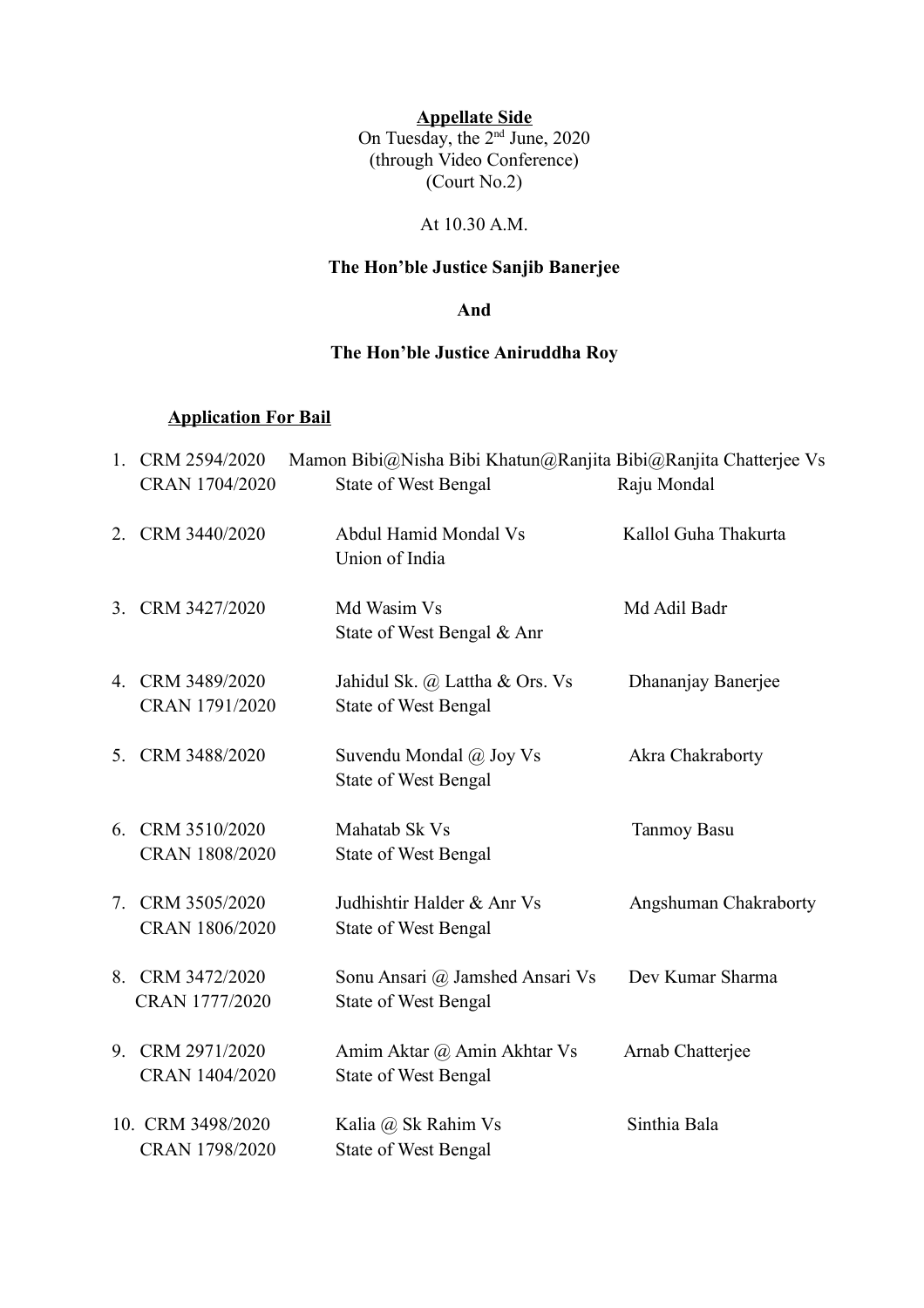**Appellate Side**
On Tuesday, the 2nd June, 2020
(through Video Conference)
(Court No.2)

At 10.30 A.M.

**The Hon'ble Justice Sanjib Banerjee**

**And**

**The Hon'ble Justice Aniruddha Roy**

**Application For Bail**

| No. | Case No. | Parties | Advocate |
| --- | --- | --- | --- |
| 1. | CRM 2594/2020<br>CRAN 1704/2020 | Mamon Bibi@Nisha Bibi Khatun@Ranjita Bibi@Ranjita Chatterjee Vs<br>State of West Bengal | Raju Mondal |
| 2. | CRM 3440/2020 | Abdul Hamid Mondal Vs<br>Union of India | Kallol Guha Thakurta |
| 3. | CRM 3427/2020 | Md Wasim Vs<br>State of West Bengal & Anr | Md Adil Badr |
| 4. | CRM 3489/2020<br>CRAN 1791/2020 | Jahidul Sk. @ Lattha & Ors. Vs<br>State of West Bengal | Dhananjay Banerjee |
| 5. | CRM 3488/2020 | Suvendu Mondal @ Joy Vs<br>State of West Bengal | Akra Chakraborty |
| 6. | CRM 3510/2020<br>CRAN 1808/2020 | Mahatab Sk Vs<br>State of West Bengal | Tanmoy Basu |
| 7. | CRM 3505/2020<br>CRAN 1806/2020 | Judhishtir Halder & Anr Vs<br>State of West Bengal | Angshuman Chakraborty |
| 8. | CRM 3472/2020<br>CRAN 1777/2020 | Sonu Ansari @ Jamshed Ansari Vs<br>State of West Bengal | Dev Kumar Sharma |
| 9. | CRM 2971/2020<br>CRAN 1404/2020 | Amim Aktar @ Amin Akhtar Vs<br>State of West Bengal | Arnab Chatterjee |
| 10. | CRM 3498/2020<br>CRAN 1798/2020 | Kalia @ Sk Rahim Vs<br>State of West Bengal | Sinthia Bala |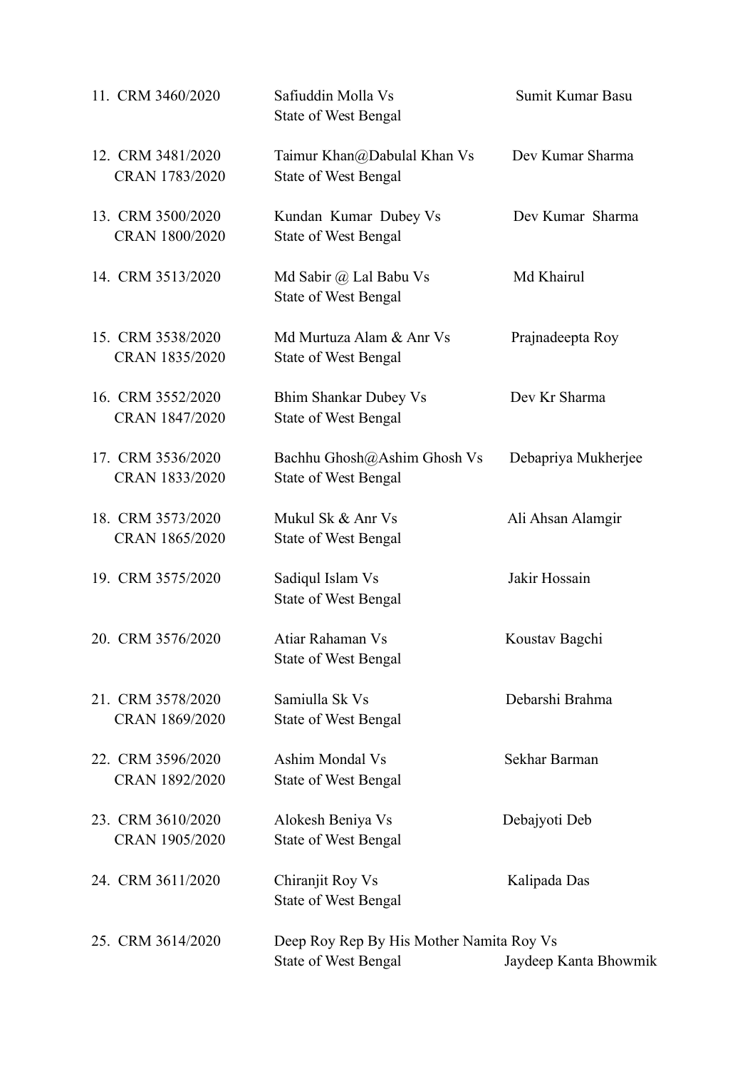11. CRM 3460/2020 Safiuddin Molla Vs State of West Bengal Sumit Kumar Basu

12. CRM 3481/2020 CRAN 1783/2020 Taimur Khan@Dabulal Khan Vs State of West Bengal Dev Kumar Sharma

13. CRM 3500/2020 CRAN 1800/2020 Kundan Kumar Dubey Vs State of West Bengal Dev Kumar Sharma

14. CRM 3513/2020 Md Sabir @ Lal Babu Vs State of West Bengal Md Khairul

15. CRM 3538/2020 CRAN 1835/2020 Md Murtuza Alam & Anr Vs State of West Bengal Prajnadeepta Roy

16. CRM 3552/2020 CRAN 1847/2020 Bhim Shankar Dubey Vs State of West Bengal Dev Kr Sharma

17. CRM 3536/2020 CRAN 1833/2020 Bachhu Ghosh@Ashim Ghosh Vs State of West Bengal Debapriya Mukherjee

18. CRM 3573/2020 CRAN 1865/2020 Mukul Sk & Anr Vs State of West Bengal Ali Ahsan Alamgir

19. CRM 3575/2020 Sadiqul Islam Vs State of West Bengal Jakir Hossain

20. CRM 3576/2020 Atiar Rahaman Vs State of West Bengal Koustav Bagchi

21. CRM 3578/2020 CRAN 1869/2020 Samiulla Sk Vs State of West Bengal Debarshi Brahma

22. CRM 3596/2020 CRAN 1892/2020 Ashim Mondal Vs State of West Bengal Sekhar Barman

23. CRM 3610/2020 CRAN 1905/2020 Alokesh Beniya Vs State of West Bengal Debajyoti Deb

24. CRM 3611/2020 Chiranjit Roy Vs State of West Bengal Kalipada Das

25. CRM 3614/2020 Deep Roy Rep By His Mother Namita Roy Vs State of West Bengal Jaydeep Kanta Bhowmik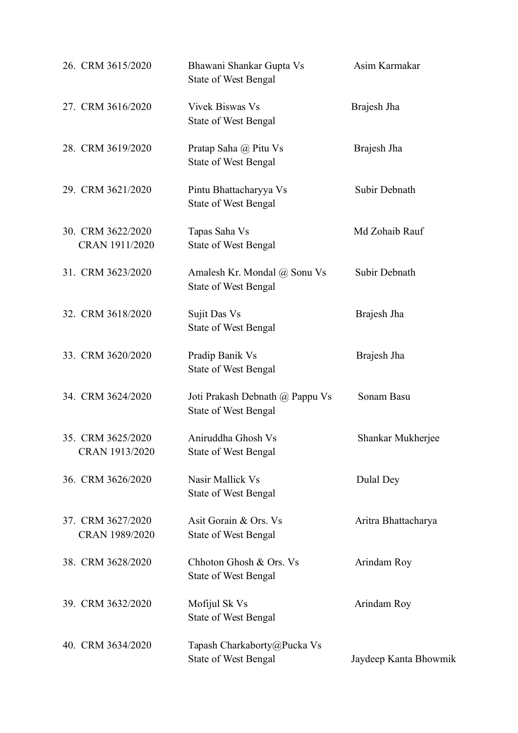| | | |
|---|---|---|
| 26. CRM 3615/2020 | Bhawani Shankar Gupta Vs State of West Bengal | Asim Karmakar |
| 27. CRM 3616/2020 | Vivek Biswas Vs State of West Bengal | Brajesh Jha |
| 28. CRM 3619/2020 | Pratap Saha @ Pitu Vs State of West Bengal | Brajesh Jha |
| 29. CRM 3621/2020 | Pintu Bhattacharyya Vs State of West Bengal | Subir Debnath |
| 30. CRM 3622/2020 CRAN 1911/2020 | Tapas Saha Vs State of West Bengal | Md Zohaib Rauf |
| 31. CRM 3623/2020 | Amalesh Kr. Mondal @ Sonu Vs State of West Bengal | Subir Debnath |
| 32. CRM 3618/2020 | Sujit Das Vs State of West Bengal | Brajesh Jha |
| 33. CRM 3620/2020 | Pradip Banik Vs State of West Bengal | Brajesh Jha |
| 34. CRM 3624/2020 | Joti Prakash Debnath @ Pappu Vs State of West Bengal | Sonam Basu |
| 35. CRM 3625/2020 CRAN 1913/2020 | Aniruddha Ghosh Vs State of West Bengal | Shankar Mukherjee |
| 36. CRM 3626/2020 | Nasir Mallick Vs State of West Bengal | Dulal Dey |
| 37. CRM 3627/2020 CRAN 1989/2020 | Asit Gorain & Ors. Vs State of West Bengal | Aritra Bhattacharya |
| 38. CRM 3628/2020 | Chhoton Ghosh & Ors. Vs State of West Bengal | Arindam Roy |
| 39. CRM 3632/2020 | Mofijul Sk Vs State of West Bengal | Arindam Roy |
| 40. CRM 3634/2020 | Tapash Charkaborty@Pucka Vs State of West Bengal | Jaydeep Kanta Bhowmik |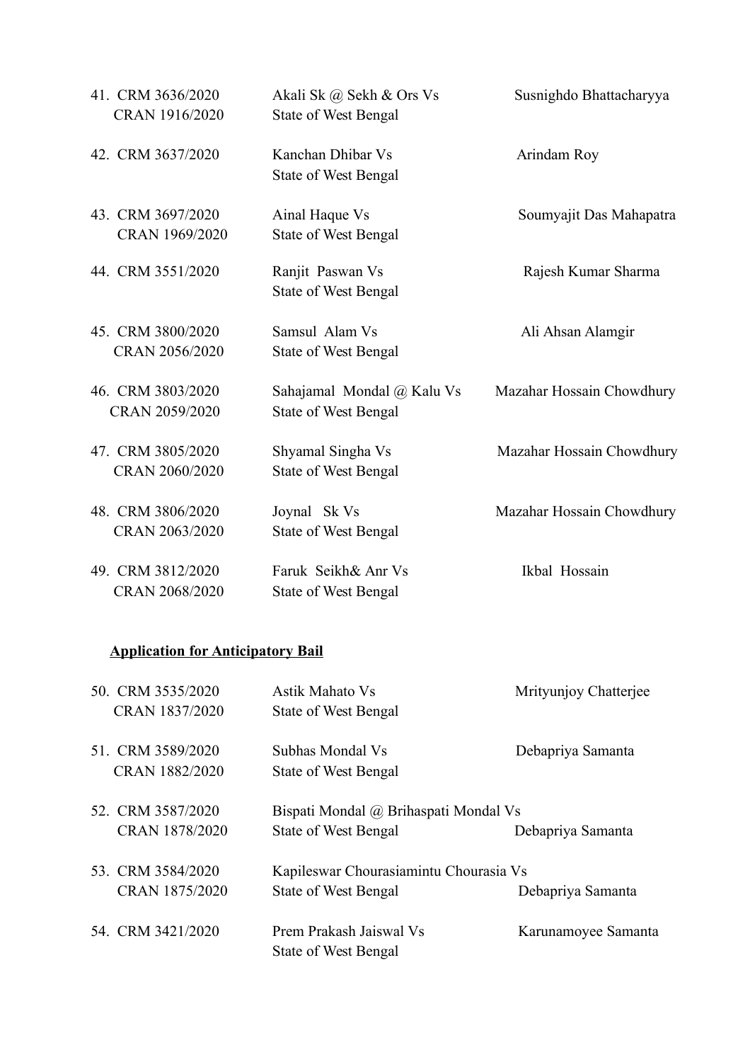| | | |
|---|---|---|
| 41. CRM 3636/2020<br>CRAN 1916/2020 | Akali Sk @ Sekh & Ors Vs<br>State of West Bengal | Susnighdo Bhattacharyya |
| 42. CRM 3637/2020 | Kanchan Dhibar Vs<br>State of West Bengal | Arindam Roy |
| 43. CRM 3697/2020<br>CRAN 1969/2020 | Ainal Haque Vs<br>State of West Bengal | Soumyajit Das Mahapatra |
| 44. CRM 3551/2020 | Ranjit Paswan Vs<br>State of West Bengal | Rajesh Kumar Sharma |
| 45. CRM 3800/2020<br>CRAN 2056/2020 | Samsul Alam Vs<br>State of West Bengal | Ali Ahsan Alamgir |
| 46. CRM 3803/2020<br>CRAN 2059/2020 | Sahajamal Mondal @ Kalu Vs<br>State of West Bengal | Mazahar Hossain Chowdhury |
| 47. CRM 3805/2020<br>CRAN 2060/2020 | Shyamal Singha Vs<br>State of West Bengal | Mazahar Hossain Chowdhury |
| 48. CRM 3806/2020<br>CRAN 2063/2020 | Joynal Sk Vs<br>State of West Bengal | Mazahar Hossain Chowdhury |
| 49. CRM 3812/2020<br>CRAN 2068/2020 | Faruk Seikh& Anr Vs<br>State of West Bengal | Ikbal Hossain |

**Application for Anticipatory Bail**

| | | |
|---|---|---|
| 50. CRM 3535/2020<br>CRAN 1837/2020 | Astik Mahato Vs<br>State of West Bengal | Mrityunjoy Chatterjee |
| 51. CRM 3589/2020<br>CRAN 1882/2020 | Subhas Mondal Vs<br>State of West Bengal | Debapriya Samanta |
| 52. CRM 3587/2020<br>CRAN 1878/2020 | Bispati Mondal @ Brihaspati Mondal Vs<br>State of West Bengal | Debapriya Samanta |
| 53. CRM 3584/2020<br>CRAN 1875/2020 | Kapileswar Chourasiamintu Chourasia Vs<br>State of West Bengal | Debapriya Samanta |
| 54. CRM 3421/2020 | Prem Prakash Jaiswal Vs<br>State of West Bengal | Karunamoyee Samanta |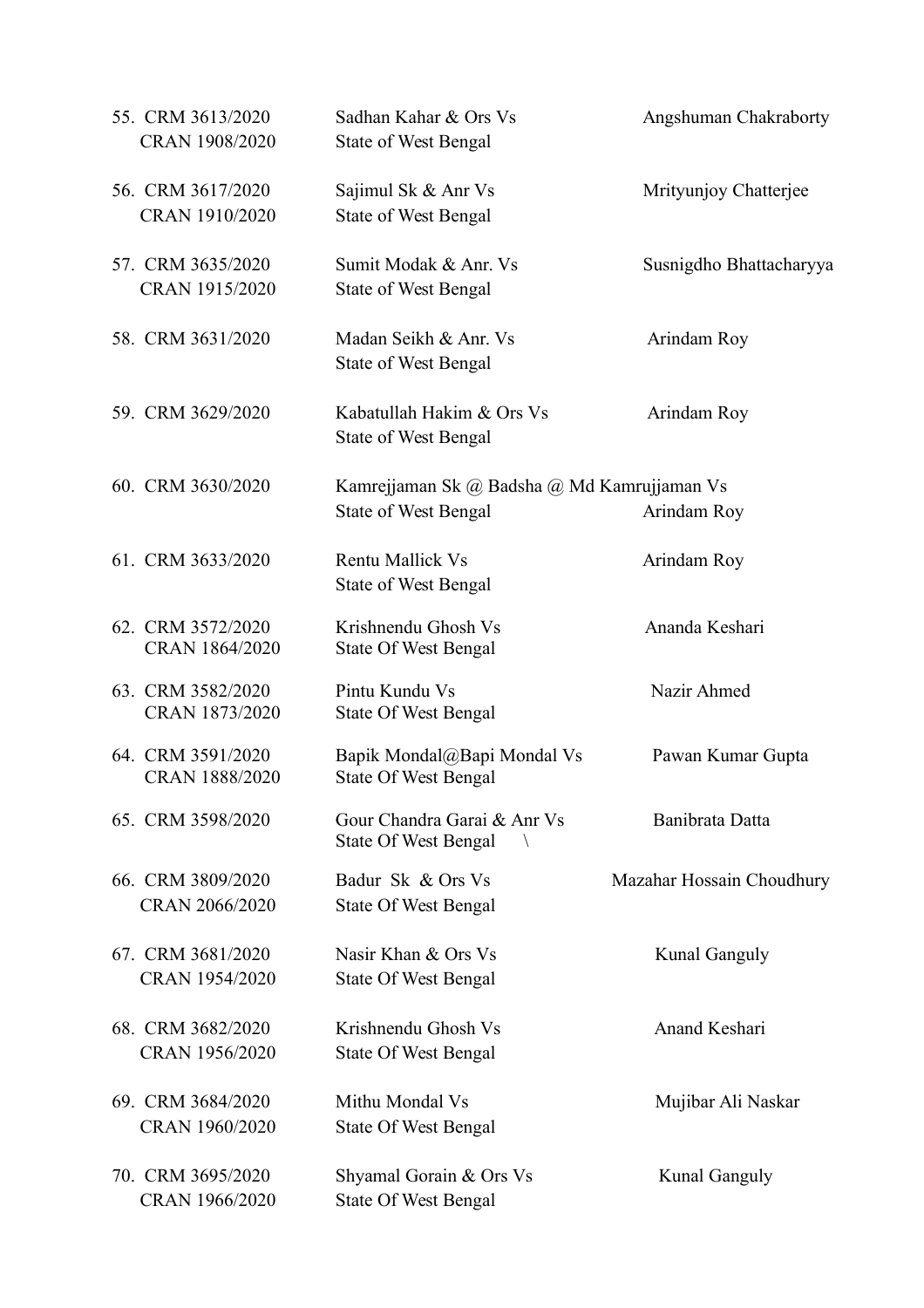| | | |
|---|---|---|
| 55. CRM 3613/2020 CRAN 1908/2020 | Sadhan Kahar & Ors Vs State of West Bengal | Angshuman Chakraborty |
| 56. CRM 3617/2020 CRAN 1910/2020 | Sajimul Sk & Anr Vs State of West Bengal | Mrityunjoy Chatterjee |
| 57. CRM 3635/2020 CRAN 1915/2020 | Sumit Modak & Anr. Vs State of West Bengal | Susnigdho Bhattacharyya |
| 58. CRM 3631/2020 | Madan Seikh & Anr. Vs State of West Bengal | Arindam Roy |
| 59. CRM 3629/2020 | Kabatullah Hakim & Ors Vs State of West Bengal | Arindam Roy |
| 60. CRM 3630/2020 | Kamrejjaman Sk @ Badsha @ Md Kamrujjaman Vs State of West Bengal | Arindam Roy |
| 61. CRM 3633/2020 | Rentu Mallick Vs State of West Bengal | Arindam Roy |
| 62. CRM 3572/2020 CRAN 1864/2020 | Krishnendu Ghosh Vs State Of West Bengal | Ananda Keshari |
| 63. CRM 3582/2020 CRAN 1873/2020 | Pintu Kundu Vs State Of West Bengal | Nazir Ahmed |
| 64. CRM 3591/2020 CRAN 1888/2020 | Bapik Mondal@Bapi Mondal Vs State Of West Bengal | Pawan Kumar Gupta |
| 65. CRM 3598/2020 | Gour Chandra Garai & Anr Vs State Of West Bengal \ | Banibrata Datta |
| 66. CRM 3809/2020 CRAN 2066/2020 | Badur Sk & Ors Vs State Of West Bengal | Mazahar Hossain Choudhury |
| 67. CRM 3681/2020 CRAN 1954/2020 | Nasir Khan & Ors Vs State Of West Bengal | Kunal Ganguly |
| 68. CRM 3682/2020 CRAN 1956/2020 | Krishnendu Ghosh Vs State Of West Bengal | Anand Keshari |
| 69. CRM 3684/2020 CRAN 1960/2020 | Mithu Mondal Vs State Of West Bengal | Mujibar Ali Naskar |
| 70. CRM 3695/2020 CRAN 1966/2020 | Shyamal Gorain & Ors Vs State Of West Bengal | Kunal Ganguly |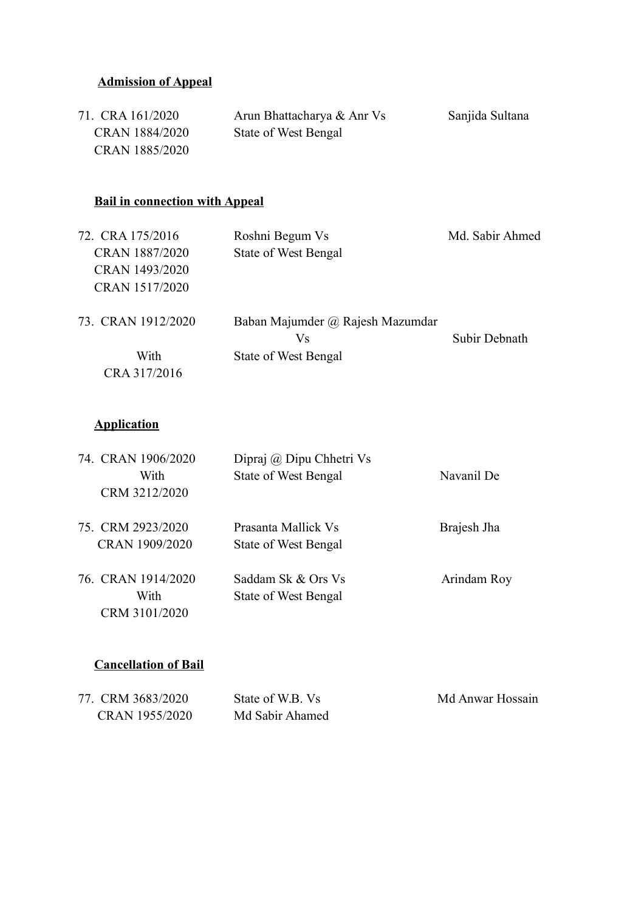**Admission of Appeal**

| | | |
|---|---|---|
| 71. CRA 161/2020<br>CRAN 1884/2020<br>CRAN 1885/2020 | Arun Bhattacharya & Anr Vs<br>State of West Bengal | Sanjida Sultana |

**Bail in connection with Appeal**

| | | |
|---|---|---|
| 72. CRA 175/2016<br>CRAN 1887/2020<br>CRAN 1493/2020<br>CRAN 1517/2020 | Roshni Begum Vs<br>State of West Bengal | Md. Sabir Ahmed |
| 73. CRAN 1912/2020<br>With<br>CRA 317/2016 | Baban Majumder @ Rajesh Mazumdar<br>Vs<br>State of West Bengal | Subir Debnath |

**Application**

| | | |
|---|---|---|
| 74. CRAN 1906/2020<br>With<br>CRM 3212/2020 | Dipraj @ Dipu Chhetri Vs<br>State of West Bengal | Navanil De |
| 75. CRM 2923/2020<br>CRAN 1909/2020 | Prasanta Mallick Vs<br>State of West Bengal | Brajesh Jha |
| 76. CRAN 1914/2020<br>With<br>CRM 3101/2020 | Saddam Sk & Ors Vs<br>State of West Bengal | Arindam Roy |

**Cancellation of Bail**

| | | |
|---|---|---|
| 77. CRM 3683/2020<br>CRAN 1955/2020 | State of W.B. Vs<br>Md Sabir Ahamed | Md Anwar Hossain |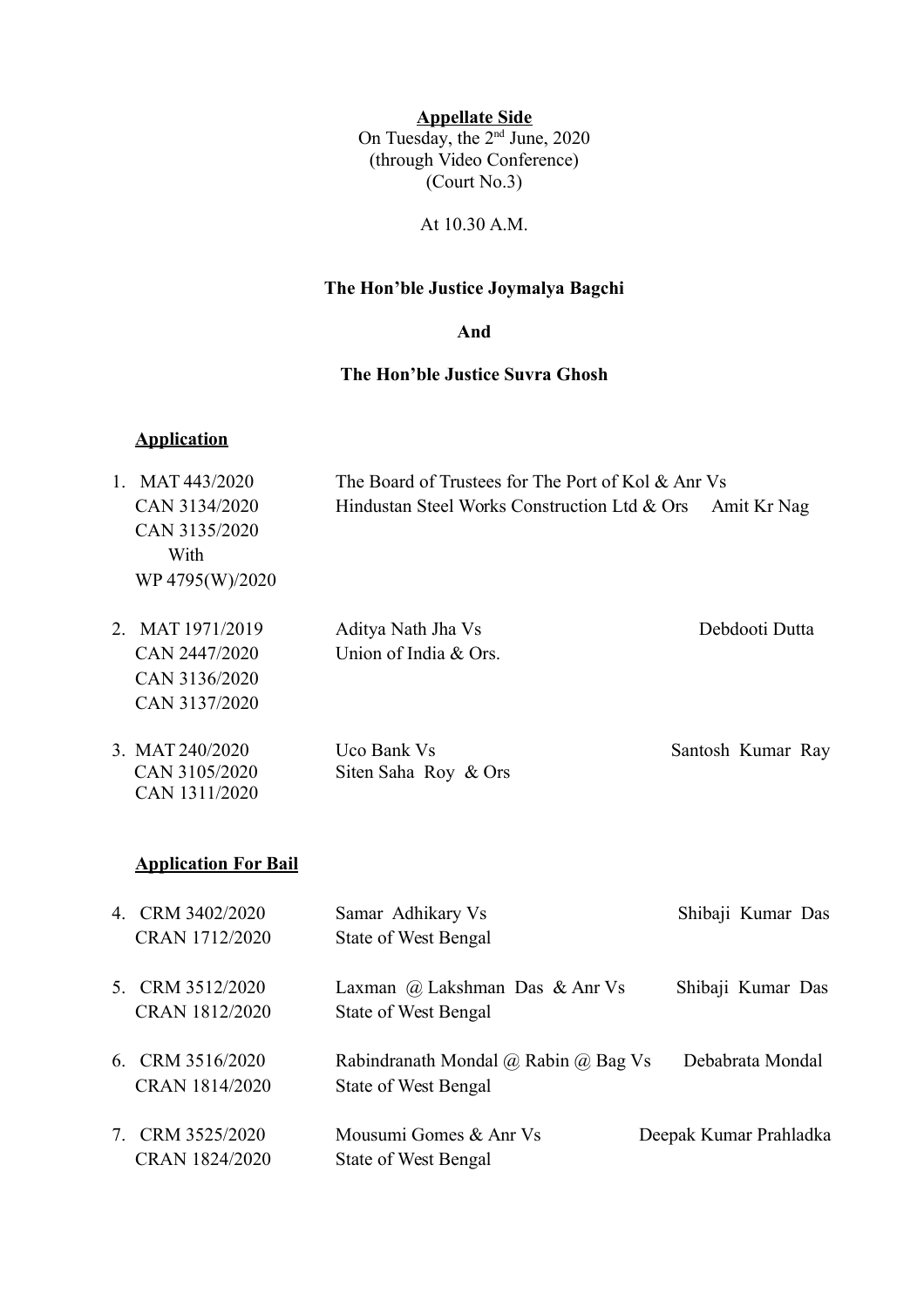**Appellate Side**

On Tuesday, the 2nd June, 2020
(through Video Conference)
(Court No.3)

At 10.30 A.M.

**The Hon'ble Justice Joymalya Bagchi**

**And**

**The Hon'ble Justice Suvra Ghosh**

**Application**

| | | | |
|---|---|---|---|
| 1. | MAT 443/2020<br>CAN 3134/2020<br>CAN 3135/2020<br>With<br>WP 4795(W)/2020 | The Board of Trustees for The Port of Kol & Anr Vs<br>Hindustan Steel Works Construction Ltd & Ors | Amit Kr Nag |
| 2. | MAT 1971/2019<br>CAN 2447/2020<br>CAN 3136/2020<br>CAN 3137/2020 | Aditya Nath Jha Vs<br>Union of India & Ors. | Debdooti Dutta |
| 3. | MAT 240/2020<br>CAN 3105/2020<br>CAN 1311/2020 | Uco Bank Vs<br>Siten Saha Roy & Ors | Santosh Kumar Ray |

**Application For Bail**

| | | | |
|---|---|---|---|
| 4. | CRM 3402/2020<br>CRAN 1712/2020 | Samar Adhikary Vs<br>State of West Bengal | Shibaji Kumar Das |
| 5. | CRM 3512/2020<br>CRAN 1812/2020 | Laxman @ Lakshman Das & Anr Vs<br>State of West Bengal | Shibaji Kumar Das |
| 6. | CRM 3516/2020<br>CRAN 1814/2020 | Rabindranath Mondal @ Rabin @ Bag Vs<br>State of West Bengal | Debabrata Mondal |
| 7. | CRM 3525/2020<br>CRAN 1824/2020 | Mousumi Gomes & Anr Vs<br>State of West Bengal | Deepak Kumar Prahladka |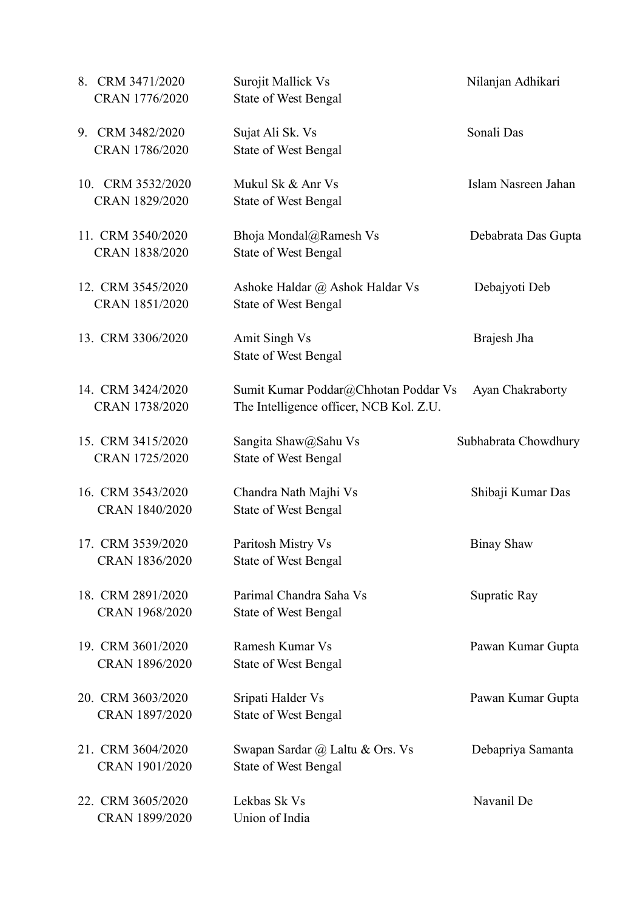| | | | |
|---|---|---|---|
| 8. | CRM 3471/2020<br>CRAN 1776/2020 | Surojit Mallick Vs<br>State of West Bengal | Nilanjan Adhikari |
| 9. | CRM 3482/2020<br>CRAN 1786/2020 | Sujat Ali Sk. Vs<br>State of West Bengal | Sonali Das |
| 10. | CRM 3532/2020<br>CRAN 1829/2020 | Mukul Sk & Anr Vs<br>State of West Bengal | Islam Nasreen Jahan |
| 11. | CRM 3540/2020<br>CRAN 1838/2020 | Bhoja Mondal@Ramesh Vs<br>State of West Bengal | Debabrata Das Gupta |
| 12. | CRM 3545/2020<br>CRAN 1851/2020 | Ashoke Haldar @ Ashok Haldar Vs<br>State of West Bengal | Debajyoti Deb |
| 13. | CRM 3306/2020 | Amit Singh Vs<br>State of West Bengal | Brajesh Jha |
| 14. | CRM 3424/2020<br>CRAN 1738/2020 | Sumit Kumar Poddar@Chhotan Poddar Vs<br>The Intelligence officer, NCB Kol. Z.U. | Ayan Chakraborty |
| 15. | CRM 3415/2020<br>CRAN 1725/2020 | Sangita Shaw@Sahu Vs<br>State of West Bengal | Subhabrata Chowdhury |
| 16. | CRM 3543/2020<br>CRAN 1840/2020 | Chandra Nath Majhi Vs<br>State of West Bengal | Shibaji Kumar Das |
| 17. | CRM 3539/2020<br>CRAN 1836/2020 | Paritosh Mistry Vs<br>State of West Bengal | Binay Shaw |
| 18. | CRM 2891/2020<br>CRAN 1968/2020 | Parimal Chandra Saha Vs<br>State of West Bengal | Supratic Ray |
| 19. | CRM 3601/2020<br>CRAN 1896/2020 | Ramesh Kumar Vs<br>State of West Bengal | Pawan Kumar Gupta |
| 20. | CRM 3603/2020<br>CRAN 1897/2020 | Sripati Halder Vs<br>State of West Bengal | Pawan Kumar Gupta |
| 21. | CRM 3604/2020<br>CRAN 1901/2020 | Swapan Sardar @ Laltu & Ors. Vs<br>State of West Bengal | Debapriya Samanta |
| 22. | CRM 3605/2020<br>CRAN 1899/2020 | Lekbas Sk Vs<br>Union of India | Navanil De |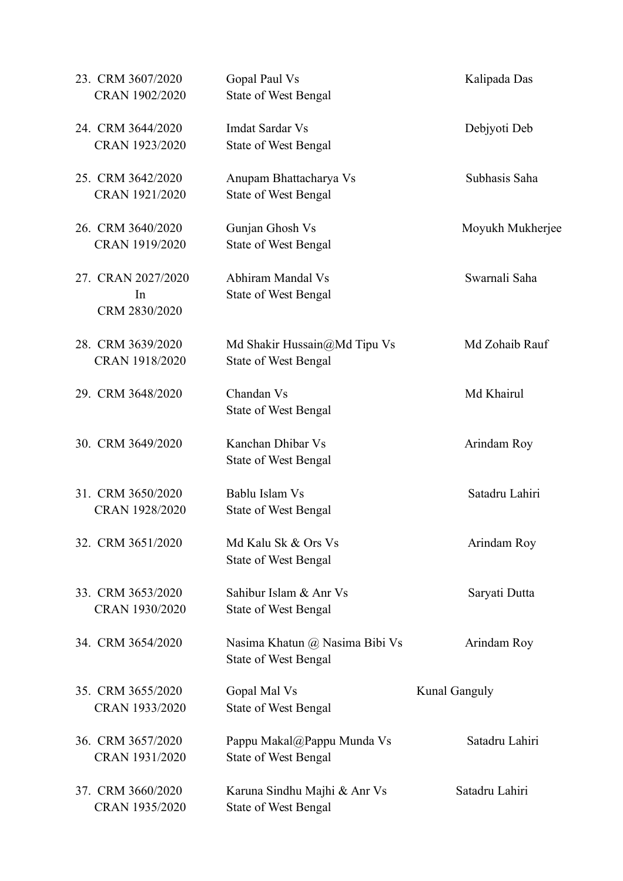| | | |
|---|---|---|
| 23. CRM 3607/2020<br>CRAN 1902/2020 | Gopal Paul Vs<br>State of West Bengal | Kalipada Das |
| 24. CRM 3644/2020<br>CRAN 1923/2020 | Imdat Sardar Vs<br>State of West Bengal | Debjyoti Deb |
| 25. CRM 3642/2020<br>CRAN 1921/2020 | Anupam Bhattacharya Vs<br>State of West Bengal | Subhasis Saha |
| 26. CRM 3640/2020<br>CRAN 1919/2020 | Gunjan Ghosh Vs<br>State of West Bengal | Moyukh Mukherjee |
| 27. CRAN 2027/2020<br>In<br>CRM 2830/2020 | Abhiram Mandal Vs<br>State of West Bengal | Swarnali Saha |
| 28. CRM 3639/2020<br>CRAN 1918/2020 | Md Shakir Hussain@Md Tipu Vs<br>State of West Bengal | Md Zohaib Rauf |
| 29. CRM 3648/2020 | Chandan Vs<br>State of West Bengal | Md Khairul |
| 30. CRM 3649/2020 | Kanchan Dhibar Vs<br>State of West Bengal | Arindam Roy |
| 31. CRM 3650/2020<br>CRAN 1928/2020 | Bablu Islam Vs<br>State of West Bengal | Satadru Lahiri |
| 32. CRM 3651/2020 | Md Kalu Sk & Ors Vs<br>State of West Bengal | Arindam Roy |
| 33. CRM 3653/2020<br>CRAN 1930/2020 | Sahibur Islam & Anr Vs<br>State of West Bengal | Saryati Dutta |
| 34. CRM 3654/2020 | Nasima Khatun @ Nasima Bibi Vs<br>State of West Bengal | Arindam Roy |
| 35. CRM 3655/2020<br>CRAN 1933/2020 | Gopal Mal Vs<br>State of West Bengal | Kunal Ganguly |
| 36. CRM 3657/2020<br>CRAN 1931/2020 | Pappu Makal@Pappu Munda Vs<br>State of West Bengal | Satadru Lahiri |
| 37. CRM 3660/2020<br>CRAN 1935/2020 | Karuna Sindhu Majhi & Anr Vs<br>State of West Bengal | Satadru Lahiri |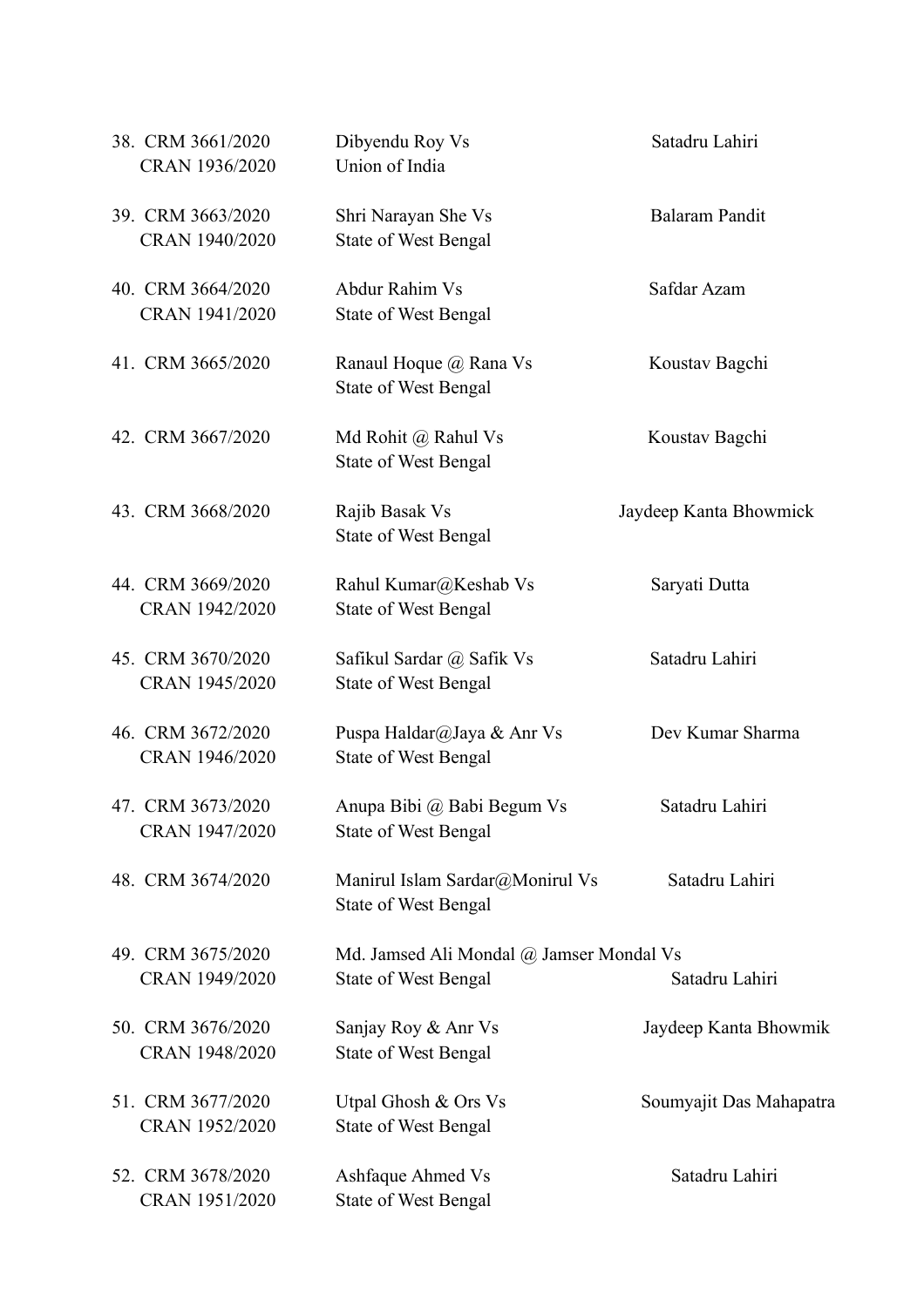| | | |
|---|---|---|
| 38. CRM 3661/2020<br>CRAN 1936/2020 | Dibyendu Roy Vs<br>Union of India | Satadru Lahiri |
| 39. CRM 3663/2020<br>CRAN 1940/2020 | Shri Narayan She Vs<br>State of West Bengal | Balaram Pandit |
| 40. CRM 3664/2020<br>CRAN 1941/2020 | Abdur Rahim Vs<br>State of West Bengal | Safdar Azam |
| 41. CRM 3665/2020 | Ranaul Hoque @ Rana Vs<br>State of West Bengal | Koustav Bagchi |
| 42. CRM 3667/2020 | Md Rohit @ Rahul Vs<br>State of West Bengal | Koustav Bagchi |
| 43. CRM 3668/2020 | Rajib Basak Vs<br>State of West Bengal | Jaydeep Kanta Bhowmick |
| 44. CRM 3669/2020<br>CRAN 1942/2020 | Rahul Kumar@Keshab Vs<br>State of West Bengal | Saryati Dutta |
| 45. CRM 3670/2020<br>CRAN 1945/2020 | Safikul Sardar @ Safik Vs<br>State of West Bengal | Satadru Lahiri |
| 46. CRM 3672/2020<br>CRAN 1946/2020 | Puspa Haldar@Jaya & Anr Vs<br>State of West Bengal | Dev Kumar Sharma |
| 47. CRM 3673/2020<br>CRAN 1947/2020 | Anupa Bibi @ Babi Begum Vs<br>State of West Bengal | Satadru Lahiri |
| 48. CRM 3674/2020 | Manirul Islam Sardar@Monirul Vs<br>State of West Bengal | Satadru Lahiri |
| 49. CRM 3675/2020<br>CRAN 1949/2020 | Md. Jamsed Ali Mondal @ Jamser Mondal Vs<br>State of West Bengal | Satadru Lahiri |
| 50. CRM 3676/2020<br>CRAN 1948/2020 | Sanjay Roy & Anr Vs<br>State of West Bengal | Jaydeep Kanta Bhowmik |
| 51. CRM 3677/2020<br>CRAN 1952/2020 | Utpal Ghosh & Ors Vs<br>State of West Bengal | Soumyajit Das Mahapatra |
| 52. CRM 3678/2020<br>CRAN 1951/2020 | Ashfaque Ahmed Vs<br>State of West Bengal | Satadru Lahiri |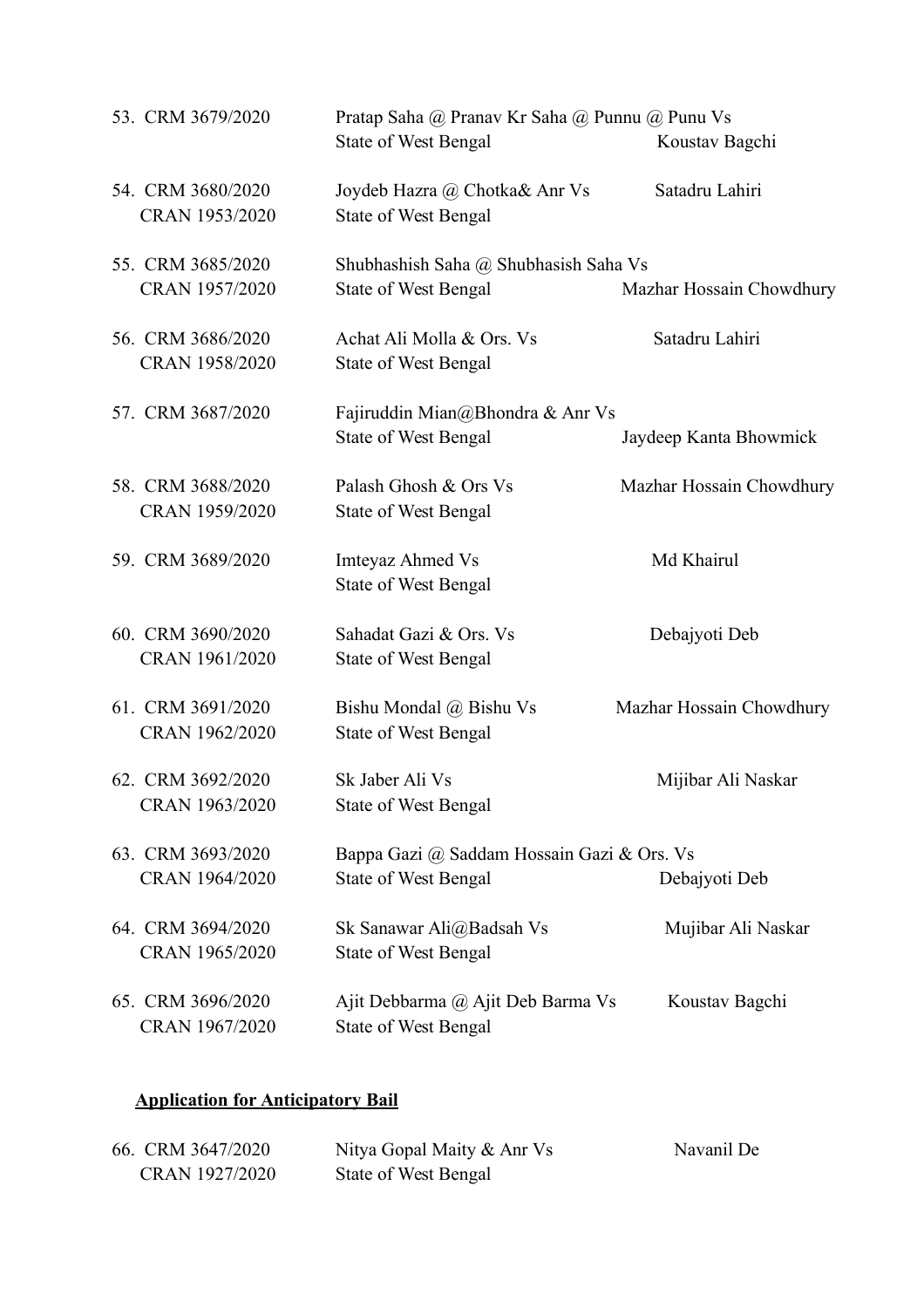| | | |
|---|---|---|
| 53. CRM 3679/2020 | Pratap Saha @ Pranav Kr Saha @ Punnu @ Punu Vs State of West Bengal | Koustav Bagchi |
| 54. CRM 3680/2020 CRAN 1953/2020 | Joydeb Hazra @ Chotka& Anr Vs State of West Bengal | Satadru Lahiri |
| 55. CRM 3685/2020 CRAN 1957/2020 | Shubhashish Saha @ Shubhasish Saha Vs State of West Bengal | Mazhar Hossain Chowdhury |
| 56. CRM 3686/2020 CRAN 1958/2020 | Achat Ali Molla & Ors. Vs State of West Bengal | Satadru Lahiri |
| 57. CRM 3687/2020 | Fajiruddin Mian@Bhondra & Anr Vs State of West Bengal | Jaydeep Kanta Bhowmick |
| 58. CRM 3688/2020 CRAN 1959/2020 | Palash Ghosh & Ors Vs State of West Bengal | Mazhar Hossain Chowdhury |
| 59. CRM 3689/2020 | Imteyaz Ahmed Vs State of West Bengal | Md Khairul |
| 60. CRM 3690/2020 CRAN 1961/2020 | Sahadat Gazi & Ors. Vs State of West Bengal | Debajyoti Deb |
| 61. CRM 3691/2020 CRAN 1962/2020 | Bishu Mondal @ Bishu Vs State of West Bengal | Mazhar Hossain Chowdhury |
| 62. CRM 3692/2020 CRAN 1963/2020 | Sk Jaber Ali Vs State of West Bengal | Mijibar Ali Naskar |
| 63. CRM 3693/2020 CRAN 1964/2020 | Bappa Gazi @ Saddam Hossain Gazi & Ors. Vs State of West Bengal | Debajyoti Deb |
| 64. CRM 3694/2020 CRAN 1965/2020 | Sk Sanawar Ali@Badsah Vs State of West Bengal | Mujibar Ali Naskar |
| 65. CRM 3696/2020 CRAN 1967/2020 | Ajit Debbarma @ Ajit Deb Barma Vs State of West Bengal | Koustav Bagchi |

**Application for Anticipatory Bail**

| | | |
|---|---|---|
| 66. CRM 3647/2020 CRAN 1927/2020 | Nitya Gopal Maity & Anr Vs State of West Bengal | Navanil De |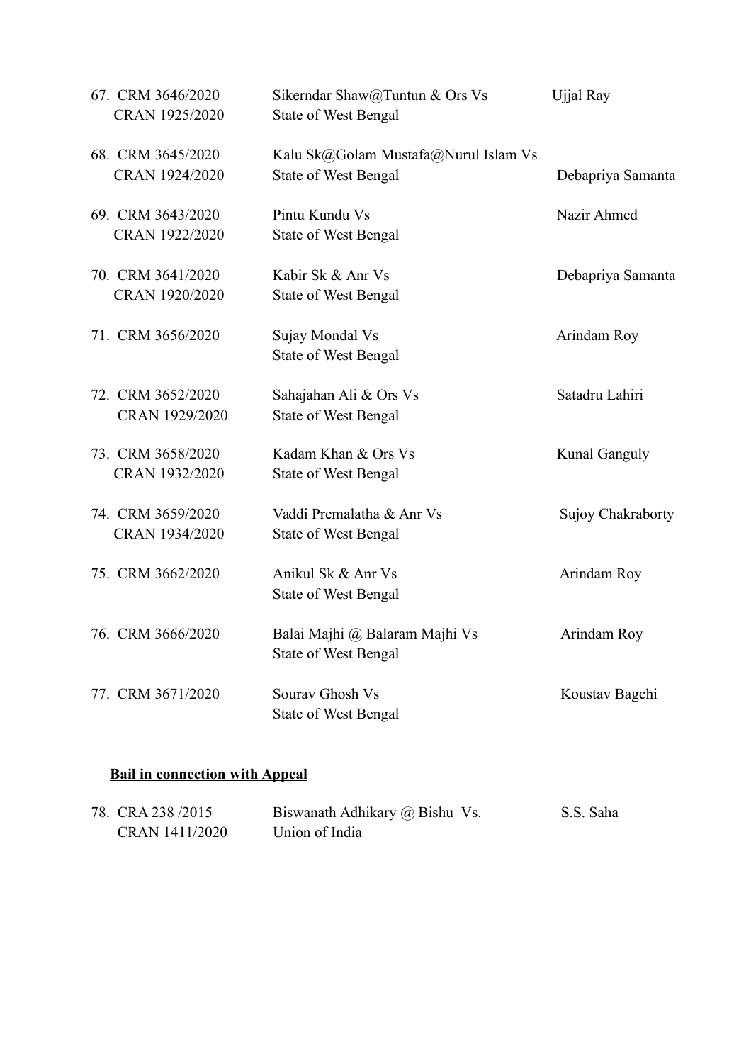| | | |
|---|---|---|
| 67. CRM 3646/2020<br>CRAN 1925/2020 | Sikerndar Shaw@Tuntun & Ors Vs<br>State of West Bengal | Ujjal Ray |
| 68. CRM 3645/2020<br>CRAN 1924/2020 | Kalu Sk@Golam Mustafa@Nurul Islam Vs<br>State of West Bengal | Debapriya Samanta |
| 69. CRM 3643/2020<br>CRAN 1922/2020 | Pintu Kundu Vs<br>State of West Bengal | Nazir Ahmed |
| 70. CRM 3641/2020<br>CRAN 1920/2020 | Kabir Sk & Anr Vs<br>State of West Bengal | Debapriya Samanta |
| 71. CRM 3656/2020 | Sujay Mondal Vs<br>State of West Bengal | Arindam Roy |
| 72. CRM 3652/2020<br>CRAN 1929/2020 | Sahajahan Ali & Ors Vs<br>State of West Bengal | Satadru Lahiri |
| 73. CRM 3658/2020<br>CRAN 1932/2020 | Kadam Khan & Ors Vs<br>State of West Bengal | Kunal Ganguly |
| 74. CRM 3659/2020<br>CRAN 1934/2020 | Vaddi Premalatha & Anr Vs<br>State of West Bengal | Sujoy Chakraborty |
| 75. CRM 3662/2020 | Anikul Sk & Anr Vs<br>State of West Bengal | Arindam Roy |
| 76. CRM 3666/2020 | Balai Majhi @ Balaram Majhi Vs<br>State of West Bengal | Arindam Roy |
| 77. CRM 3671/2020 | Sourav Ghosh Vs<br>State of West Bengal | Koustav Bagchi |

**Bail in connection with Appeal**

| | | |
|---|---|---|
| 78. CRA 238 /2015<br>CRAN 1411/2020 | Biswanath Adhikary @ Bishu Vs.<br>Union of India | S.S. Saha |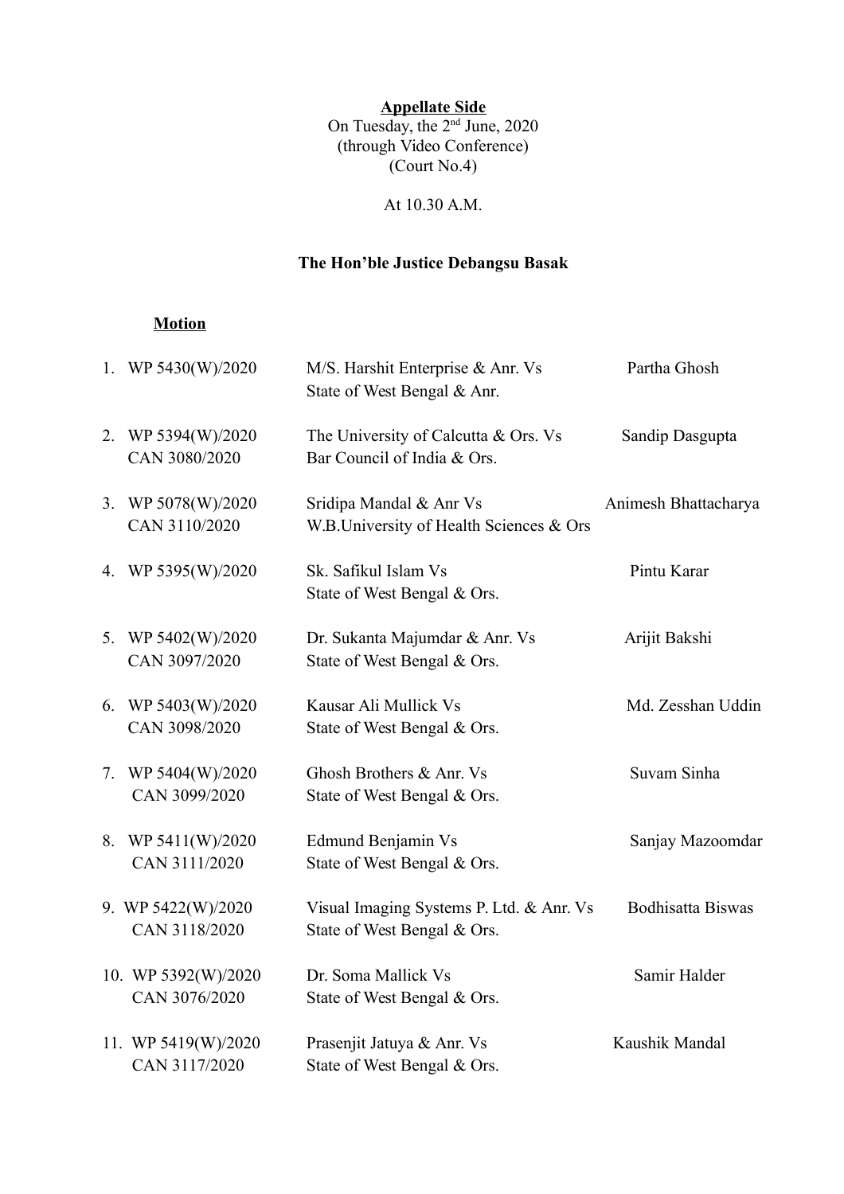**Appellate Side**

On Tuesday, the 2nd June, 2020

(through Video Conference)

(Court No.4)

At 10.30 A.M.

**The Hon'ble Justice Debangsu Basak**

**Motion**

| | | | |
|---|---|---|---|
| 1. | WP 5430(W)/2020 | M/S. Harshit Enterprise & Anr. Vs State of West Bengal & Anr. | Partha Ghosh |
| 2. | WP 5394(W)/2020 CAN 3080/2020 | The University of Calcutta & Ors. Vs Bar Council of India & Ors. | Sandip Dasgupta |
| 3. | WP 5078(W)/2020 CAN 3110/2020 | Sridipa Mandal & Anr Vs W.B.University of Health Sciences & Ors | Animesh Bhattacharya |
| 4. | WP 5395(W)/2020 | Sk. Safikul Islam Vs State of West Bengal & Ors. | Pintu Karar |
| 5. | WP 5402(W)/2020 CAN 3097/2020 | Dr. Sukanta Majumdar & Anr. Vs State of West Bengal & Ors. | Arijit Bakshi |
| 6. | WP 5403(W)/2020 CAN 3098/2020 | Kausar Ali Mullick Vs State of West Bengal & Ors. | Md. Zesshan Uddin |
| 7. | WP 5404(W)/2020 CAN 3099/2020 | Ghosh Brothers & Anr. Vs State of West Bengal & Ors. | Suvam Sinha |
| 8. | WP 5411(W)/2020 CAN 3111/2020 | Edmund Benjamin Vs State of West Bengal & Ors. | Sanjay Mazoomdar |
| 9. | WP 5422(W)/2020 CAN 3118/2020 | Visual Imaging Systems P. Ltd. & Anr. Vs State of West Bengal & Ors. | Bodhisatta Biswas |
| 10. | WP 5392(W)/2020 CAN 3076/2020 | Dr. Soma Mallick Vs State of West Bengal & Ors. | Samir Halder |
| 11. | WP 5419(W)/2020 CAN 3117/2020 | Prasenjit Jatuya & Anr. Vs State of West Bengal & Ors. | Kaushik Mandal |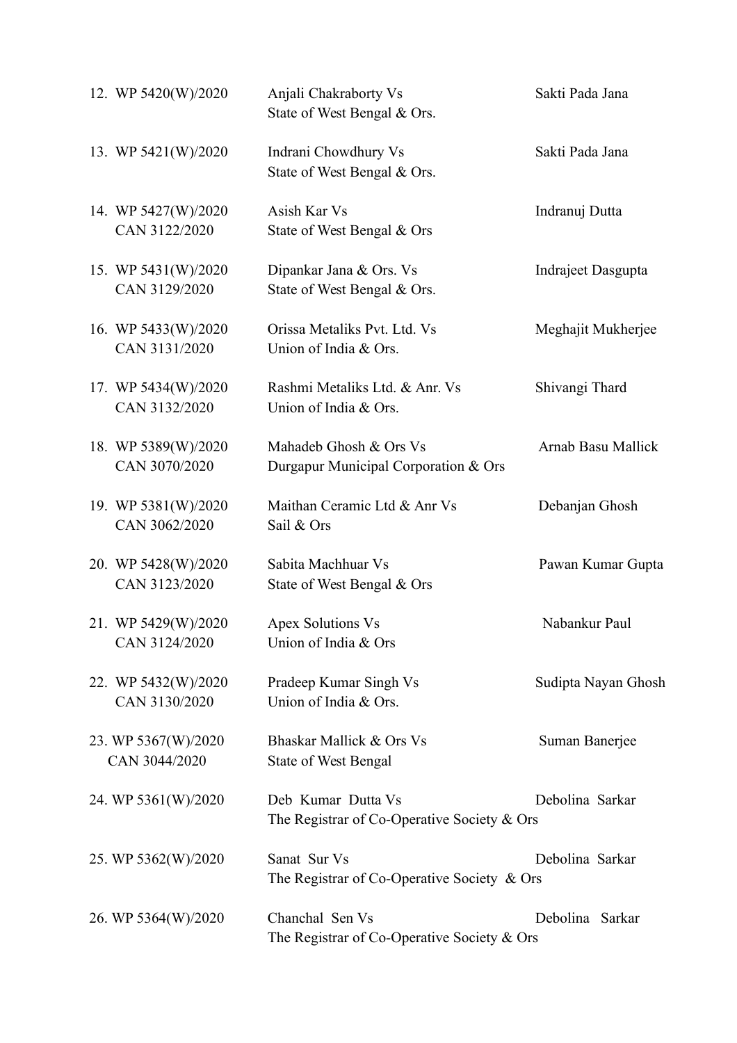| | | | |
|---|---|---|---|
| 12. | WP 5420(W)/2020 | Anjali Chakraborty Vs<br>State of West Bengal & Ors. | Sakti Pada Jana |
| 13. | WP 5421(W)/2020 | Indrani Chowdhury Vs<br>State of West Bengal & Ors. | Sakti Pada Jana |
| 14. | WP 5427(W)/2020<br>CAN 3122/2020 | Asish Kar Vs<br>State of West Bengal & Ors | Indranuj Dutta |
| 15. | WP 5431(W)/2020<br>CAN 3129/2020 | Dipankar Jana & Ors. Vs<br>State of West Bengal & Ors. | Indrajeet Dasgupta |
| 16. | WP 5433(W)/2020<br>CAN 3131/2020 | Orissa Metaliks Pvt. Ltd. Vs<br>Union of India & Ors. | Meghajit Mukherjee |
| 17. | WP 5434(W)/2020<br>CAN 3132/2020 | Rashmi Metaliks Ltd. & Anr. Vs<br>Union of India & Ors. | Shivangi Thard |
| 18. | WP 5389(W)/2020<br>CAN 3070/2020 | Mahadeb Ghosh & Ors Vs<br>Durgapur Municipal Corporation & Ors | Arnab Basu Mallick |
| 19. | WP 5381(W)/2020<br>CAN 3062/2020 | Maithan Ceramic Ltd & Anr Vs<br>Sail & Ors | Debanjan Ghosh |
| 20. | WP 5428(W)/2020<br>CAN 3123/2020 | Sabita Machhuar Vs<br>State of West Bengal & Ors | Pawan Kumar Gupta |
| 21. | WP 5429(W)/2020<br>CAN 3124/2020 | Apex Solutions Vs<br>Union of India & Ors | Nabankur Paul |
| 22. | WP 5432(W)/2020<br>CAN 3130/2020 | Pradeep Kumar Singh Vs<br>Union of India & Ors. | Sudipta Nayan Ghosh |
| 23. | WP 5367(W)/2020<br>CAN 3044/2020 | Bhaskar Mallick & Ors Vs<br>State of West Bengal | Suman Banerjee |
| 24. | WP 5361(W)/2020 | Deb Kumar Dutta Vs<br>The Registrar of Co-Operative Society & Ors | Debolina Sarkar |
| 25. | WP 5362(W)/2020 | Sanat Sur Vs<br>The Registrar of Co-Operative Society & Ors | Debolina Sarkar |
| 26. | WP 5364(W)/2020 | Chanchal Sen Vs<br>The Registrar of Co-Operative Society & Ors | Debolina Sarkar |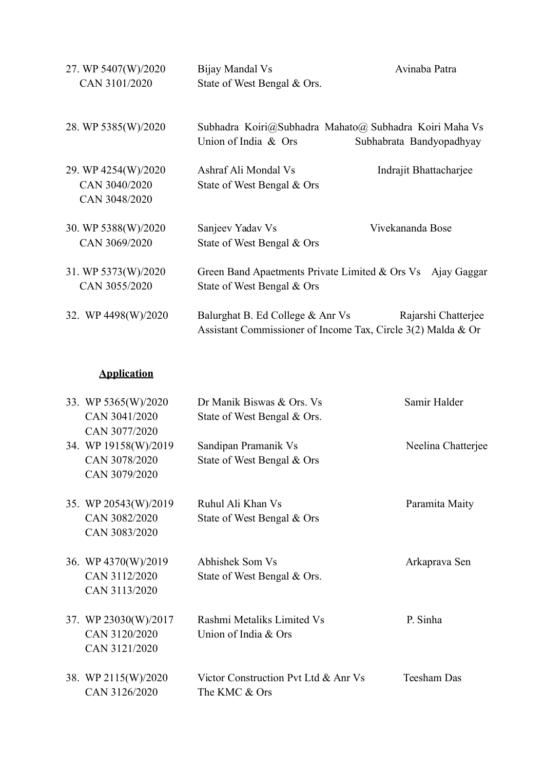| | | |
|---|---|---|
| 27. WP 5407(W)/2020<br>CAN 3101/2020 | Bijay Mandal Vs<br>State of West Bengal & Ors. | Avinaba Patra |
| 28. WP 5385(W)/2020 | Subhadra Koiri@Subhadra Mahato@ Subhadra Koiri Maha Vs<br>Union of India & Ors | Subhabrata Bandyopadhyay |
| 29. WP 4254(W)/2020<br>CAN 3040/2020<br>CAN 3048/2020 | Ashraf Ali Mondal Vs<br>State of West Bengal & Ors | Indrajit Bhattacharjee |
| 30. WP 5388(W)/2020<br>CAN 3069/2020 | Sanjeev Yadav Vs<br>State of West Bengal & Ors | Vivekananda Bose |
| 31. WP 5373(W)/2020<br>CAN 3055/2020 | Green Band Apaetments Private Limited & Ors Vs<br>State of West Bengal & Ors | Ajay Gaggar |
| 32. WP 4498(W)/2020 | Balurghat B. Ed College & Anr Vs<br>Assistant Commissioner of Income Tax, Circle 3(2) Malda & Or | Rajarshi Chatterjee |

**Application**

| | | |
|---|---|---|
| 33. WP 5365(W)/2020<br>CAN 3041/2020<br>CAN 3077/2020 | Dr Manik Biswas & Ors. Vs<br>State of West Bengal & Ors. | Samir Halder |
| 34. WP 19158(W)/2019<br>CAN 3078/2020<br>CAN 3079/2020 | Sandipan Pramanik Vs<br>State of West Bengal & Ors | Neelina Chatterjee |
| 35. WP 20543(W)/2019<br>CAN 3082/2020<br>CAN 3083/2020 | Ruhul Ali Khan Vs<br>State of West Bengal & Ors | Paramita Maity |
| 36. WP 4370(W)/2019<br>CAN 3112/2020<br>CAN 3113/2020 | Abhishek Som Vs<br>State of West Bengal & Ors. | Arkaprava Sen |
| 37. WP 23030(W)/2017<br>CAN 3120/2020<br>CAN 3121/2020 | Rashmi Metaliks Limited Vs<br>Union of India & Ors | P. Sinha |
| 38. WP 2115(W)/2020<br>CAN 3126/2020 | Victor Construction Pvt Ltd & Anr Vs<br>The KMC & Ors | Teesham Das |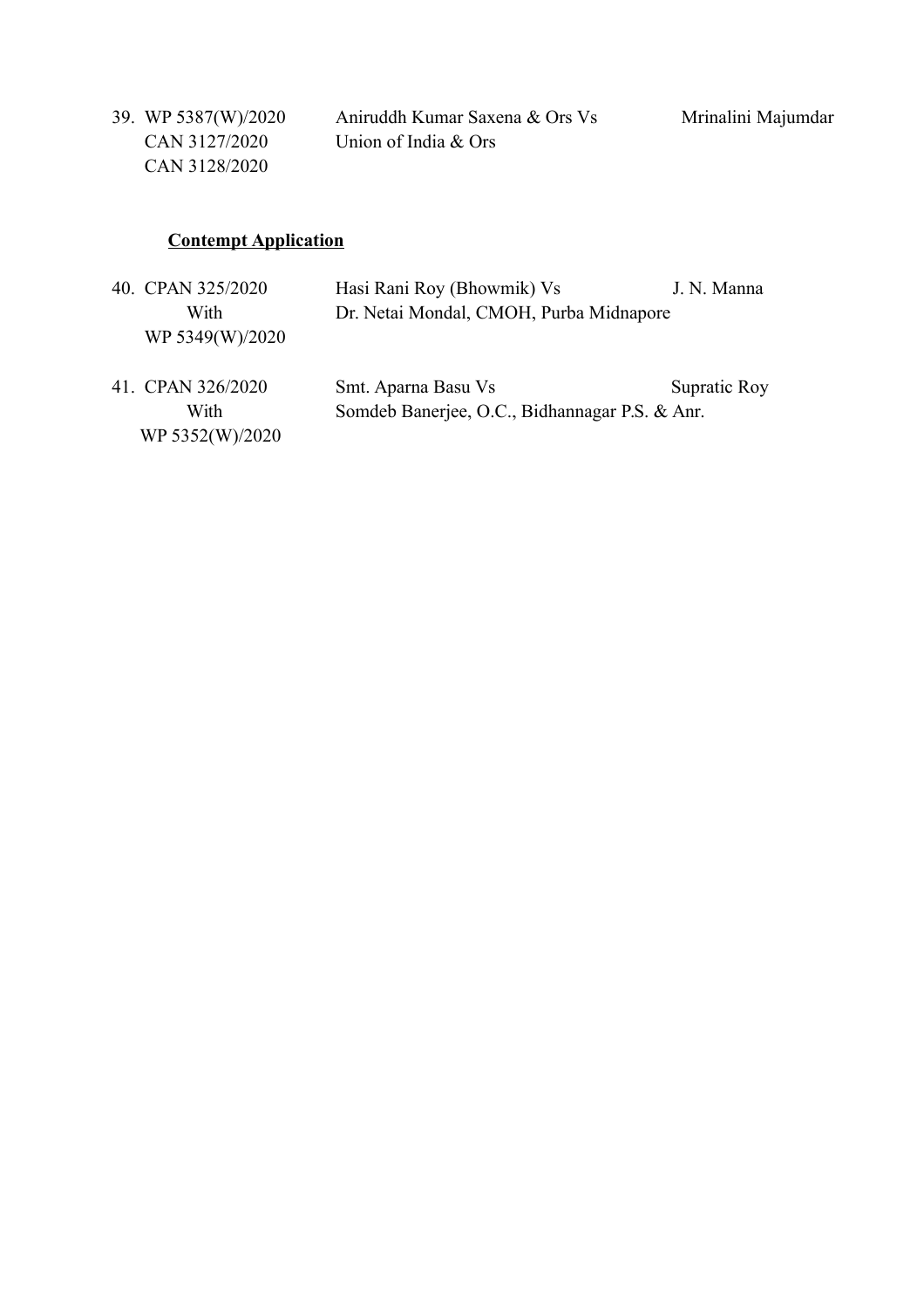| | | |
|---|---|---|
| 39. WP 5387(W)/2020<br>CAN 3127/2020<br>CAN 3128/2020 | Aniruddh Kumar Saxena & Ors Vs<br>Union of India & Ors | Mrinalini Majumdar |

**Contempt Application**

| | | |
|---|---|---|
| 40. CPAN 325/2020<br>With<br>WP 5349(W)/2020 | Hasi Rani Roy (Bhowmik) Vs<br>Dr. Netai Mondal, CMOH, Purba Midnapore | J. N. Manna |
| 41. CPAN 326/2020<br>With<br>WP 5352(W)/2020 | Smt. Aparna Basu Vs<br>Somdeb Banerjee, O.C., Bidhannagar P.S. & Anr. | Supratic Roy |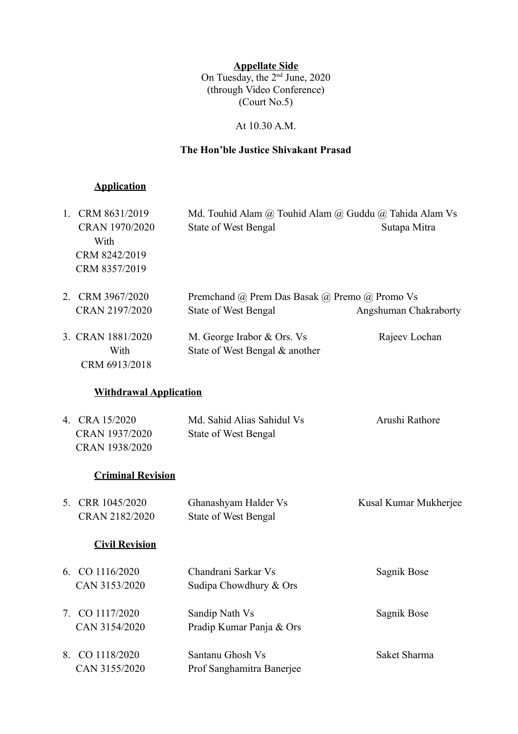**Appellate Side**
On Tuesday, the 2nd June, 2020
(through Video Conference)
(Court No.5)

At 10.30 A.M.

**The Hon'ble Justice Shivakant Prasad**

**Application**

| | Case No. | Parties | Advocate |
|---|---|---|---|
| 1. | CRM 8631/2019<br>CRAN 1970/2020<br>With<br>CRM 8242/2019<br>CRM 8357/2019 | Md. Touhid Alam @ Touhid Alam @ Guddu @ Tahida Alam Vs<br>State of West Bengal | Sutapa Mitra |
| 2. | CRM 3967/2020<br>CRAN 2197/2020 | Premchand @ Prem Das Basak @ Premo @ Promo Vs<br>State of West Bengal | Angshuman Chakraborty |
| 3. | CRAN 1881/2020<br>With<br>CRM 6913/2018 | M. George Irabor & Ors. Vs<br>State of West Bengal & another | Rajeev Lochan |

**Withdrawal Application**

| | Case No. | Parties | Advocate |
|---|---|---|---|
| 4. | CRA 15/2020<br>CRAN 1937/2020<br>CRAN 1938/2020 | Md. Sahid Alias Sahidul Vs<br>State of West Bengal | Arushi Rathore |

**Criminal Revision**

| | Case No. | Parties | Advocate |
|---|---|---|---|
| 5. | CRR 1045/2020<br>CRAN 2182/2020 | Ghanashyam Halder Vs<br>State of West Bengal | Kusal Kumar Mukherjee |

**Civil Revision**

| | Case No. | Parties | Advocate |
|---|---|---|---|
| 6. | CO 1116/2020<br>CAN 3153/2020 | Chandrani Sarkar Vs<br>Sudipa Chowdhury & Ors | Sagnik Bose |
| 7. | CO 1117/2020<br>CAN 3154/2020 | Sandip Nath Vs<br>Pradip Kumar Panja & Ors | Sagnik Bose |
| 8. | CO 1118/2020<br>CAN 3155/2020 | Santanu Ghosh Vs<br>Prof Sanghamitra Banerjee | Saket Sharma |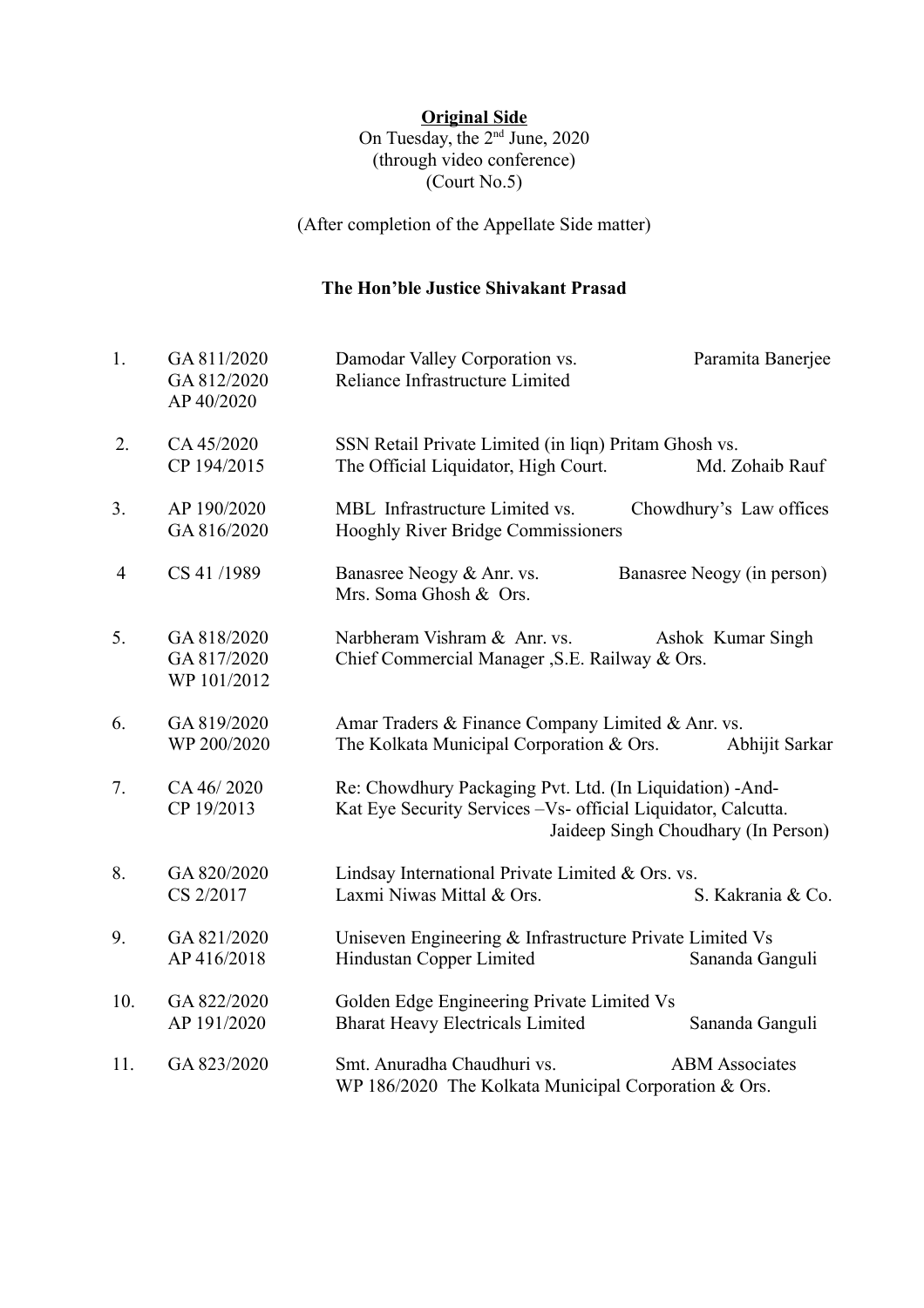**Original Side**

On Tuesday, the 2nd June, 2020
(through video conference)
(Court No.5)

(After completion of the Appellate Side matter)

**The Hon'ble Justice Shivakant Prasad**

| | | | |
|---|---|---|---|
| 1. | GA 811/2020<br>GA 812/2020<br>AP 40/2020 | Damodar Valley Corporation vs.<br>Reliance Infrastructure Limited | Paramita Banerjee |
| 2. | CA 45/2020<br>CP 194/2015 | SSN Retail Private Limited (in liqn) Pritam Ghosh vs.<br>The Official Liquidator, High Court. | Md. Zohaib Rauf |
| 3. | AP 190/2020<br>GA 816/2020 | MBL Infrastructure Limited vs.<br>Hooghly River Bridge Commissioners | Chowdhury's Law offices |
| 4 | CS 41 /1989 | Banasree Neogy & Anr. vs.<br>Mrs. Soma Ghosh & Ors. | Banasree Neogy (in person) |
| 5. | GA 818/2020<br>GA 817/2020<br>WP 101/2012 | Narbheram Vishram & Anr. vs.<br>Chief Commercial Manager ,S.E. Railway & Ors. | Ashok Kumar Singh |
| 6. | GA 819/2020<br>WP 200/2020 | Amar Traders & Finance Company Limited & Anr. vs.<br>The Kolkata Municipal Corporation & Ors. | Abhijit Sarkar |
| 7. | CA 46/ 2020<br>CP 19/2013 | Re: Chowdhury Packaging Pvt. Ltd. (In Liquidation) -And-<br>Kat Eye Security Services –Vs- official Liquidator, Calcutta. | Jaideep Singh Choudhary (In Person) |
| 8. | GA 820/2020<br>CS 2/2017 | Lindsay International Private Limited & Ors. vs.<br>Laxmi Niwas Mittal & Ors. | S. Kakrania & Co. |
| 9. | GA 821/2020<br>AP 416/2018 | Uniseven Engineering & Infrastructure Private Limited Vs<br>Hindustan Copper Limited | Sananda Ganguli |
| 10. | GA 822/2020<br>AP 191/2020 | Golden Edge Engineering Private Limited Vs<br>Bharat Heavy Electricals Limited | Sananda Ganguli |
| 11. | GA 823/2020<br>WP 186/2020 | Smt. Anuradha Chaudhuri vs.<br>The Kolkata Municipal Corporation & Ors. | ABM Associates |